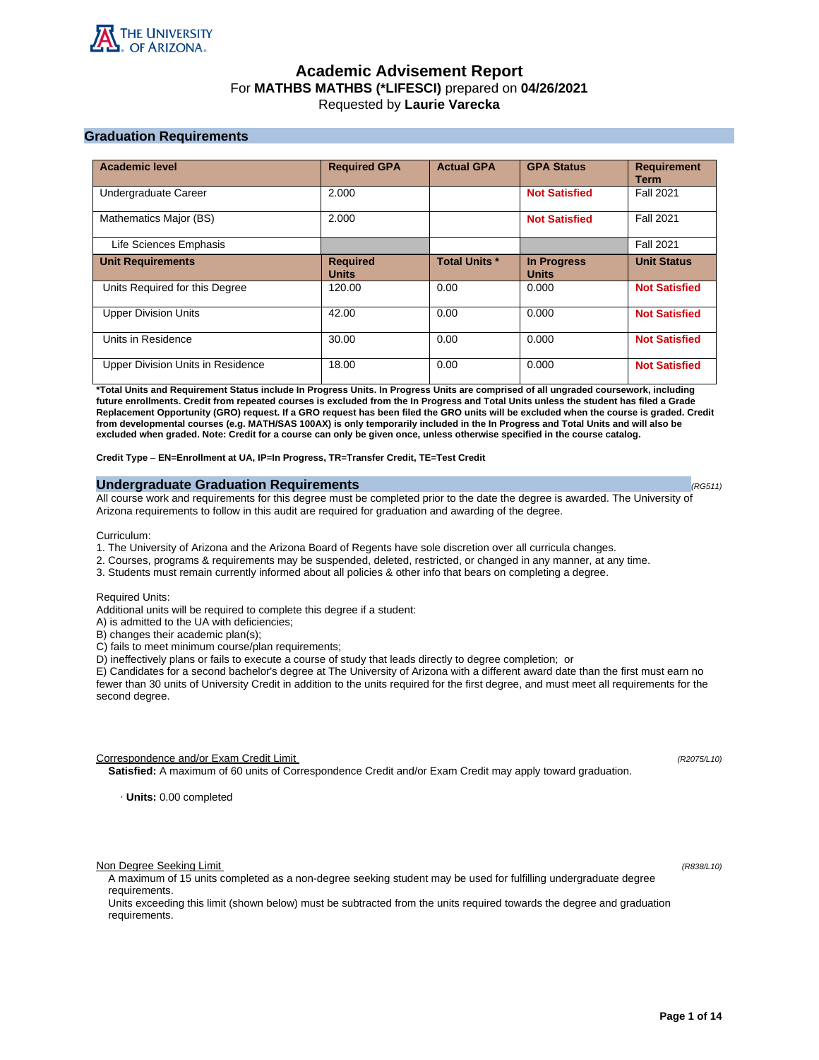THE UNIVERSITY OF ARIZONA

# Academic Advisement Report

For **MATHBS MATHBS (*LIFESCI)** prepared on **04/26/2021**

Requested by **Laurie Varecka**

## Graduation Requirements

| Academic level | Required GPA | Actual GPA | GPA Status | Requirement Term |
|---|---|---|---|---|
| Undergraduate Career | 2.000 | | **Not Satisfied** | Fall 2021 |
| Mathematics Major (BS) | 2.000 | | **Not Satisfied** | Fall 2021 |
| Life Sciences Emphasis | | | | Fall 2021 |
| **Unit Requirements** | **Required Units** | **Total Units *** | **In Progress Units** | **Unit Status** |
| Units Required for this Degree | 120.00 | 0.00 | 0.000 | **Not Satisfied** |
| Upper Division Units | 42.00 | 0.00 | 0.000 | **Not Satisfied** |
| Units in Residence | 30.00 | 0.00 | 0.000 | **Not Satisfied** |
| Upper Division Units in Residence | 18.00 | 0.00 | 0.000 | **Not Satisfied** |

***Total Units and Requirement Status include In Progress Units. In Progress Units are comprised of all ungraded coursework, including future enrollments. Credit from repeated courses is excluded from the In Progress and Total Units unless the student has filed a Grade Replacement Opportunity (GRO) request. If a GRO request has been filed the GRO units will be excluded when the course is graded. Credit from developmental courses (e.g. MATH/SAS 100AX) is only temporarily included in the In Progress and Total Units and will also be excluded when graded. Note: Credit for a course can only be given once, unless otherwise specified in the course catalog.**

**Credit Type – EN=Enrollment at UA, IP=In Progress, TR=Transfer Credit, TE=Test Credit**

### Undergraduate Graduation Requirements

*(RG511)*

All course work and requirements for this degree must be completed prior to the date the degree is awarded. The University of Arizona requirements to follow in this audit are required for graduation and awarding of the degree.

Curriculum:
1. The University of Arizona and the Arizona Board of Regents have sole discretion over all curricula changes.
2. Courses, programs & requirements may be suspended, deleted, restricted, or changed in any manner, at any time.
3. Students must remain currently informed about all policies & other info that bears on completing a degree.

Required Units:
Additional units will be required to complete this degree if a student:
A) is admitted to the UA with deficiencies;
B) changes their academic plan(s);
C) fails to meet minimum course/plan requirements;
D) ineffectively plans or fails to execute a course of study that leads directly to degree completion; or
E) Candidates for a second bachelor's degree at The University of Arizona with a different award date than the first must earn no fewer than 30 units of University Credit in addition to the units required for the first degree, and must meet all requirements for the second degree.

Correspondence and/or Exam Credit Limit *(R2075/L10)*

**Satisfied:** A maximum of 60 units of Correspondence Credit and/or Exam Credit may apply toward graduation.

· **Units:** 0.00 completed

Non Degree Seeking Limit *(R838/L10)*

A maximum of 15 units completed as a non-degree seeking student may be used for fulfilling undergraduate degree requirements.
Units exceeding this limit (shown below) must be subtracted from the units required towards the degree and graduation requirements.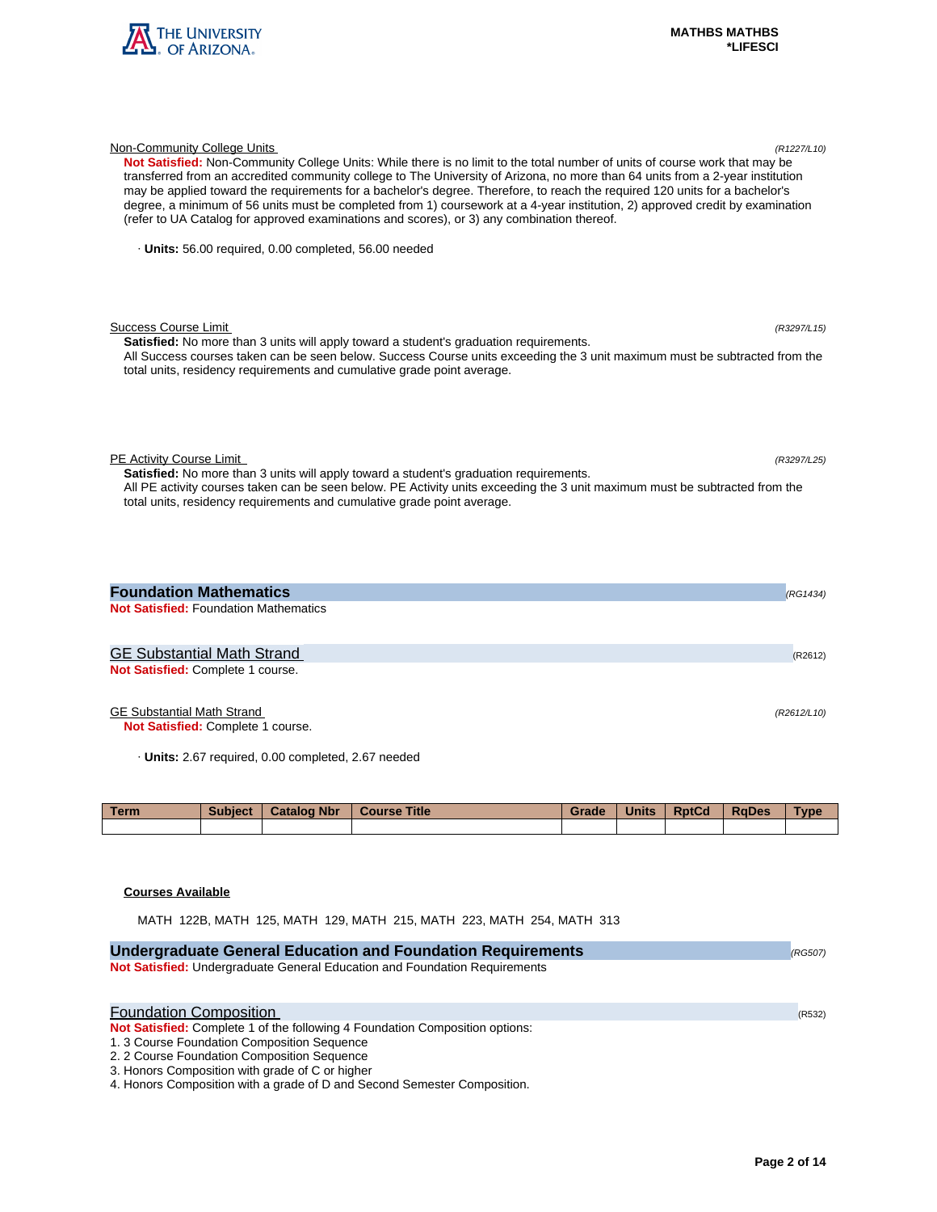Non-Community College Units *(R1227/L10)*

**Not Satisfied:** Non-Community College Units: While there is no limit to the total number of units of course work that may be transferred from an accredited community college to The University of Arizona, no more than 64 units from a 2-year institution may be applied toward the requirements for a bachelor's degree. Therefore, to reach the required 120 units for a bachelor's degree, a minimum of 56 units must be completed from 1) coursework at a 4-year institution, 2) approved credit by examination (refer to UA Catalog for approved examinations and scores), or 3) any combination thereof.

· **Units:** 56.00 required, 0.00 completed, 56.00 needed

Success Course Limit *(R3297/L15)*

**Satisfied:** No more than 3 units will apply toward a student's graduation requirements.
All Success courses taken can be seen below. Success Course units exceeding the 3 unit maximum must be subtracted from the total units, residency requirements and cumulative grade point average.

PE Activity Course Limit *(R3297/L25)*

**Satisfied:** No more than 3 units will apply toward a student's graduation requirements.
All PE activity courses taken can be seen below. PE Activity units exceeding the 3 unit maximum must be subtracted from the total units, residency requirements and cumulative grade point average.

## Foundation Mathematics *(RG1434)*

**Not Satisfied:** Foundation Mathematics

### GE Substantial Math Strand (R2612)

**Not Satisfied:** Complete 1 course.

GE Substantial Math Strand *(R2612/L10)*

**Not Satisfied:** Complete 1 course.

· **Units:** 2.67 required, 0.00 completed, 2.67 needed

| Term | Subject | Catalog Nbr | Course Title | Grade | Units | RptCd | RqDes | Type |
|---|---|---|---|---|---|---|---|---|
| | | | | | | | | |

**Courses Available**

MATH 122B, MATH 125, MATH 129, MATH 215, MATH 223, MATH 254, MATH 313

## Undergraduate General Education and Foundation Requirements *(RG507)*

**Not Satisfied:** Undergraduate General Education and Foundation Requirements

### Foundation Composition (R532)

**Not Satisfied:** Complete 1 of the following 4 Foundation Composition options:
1. 3 Course Foundation Composition Sequence
2. 2 Course Foundation Composition Sequence
3. Honors Composition with grade of C or higher
4. Honors Composition with a grade of D and Second Semester Composition.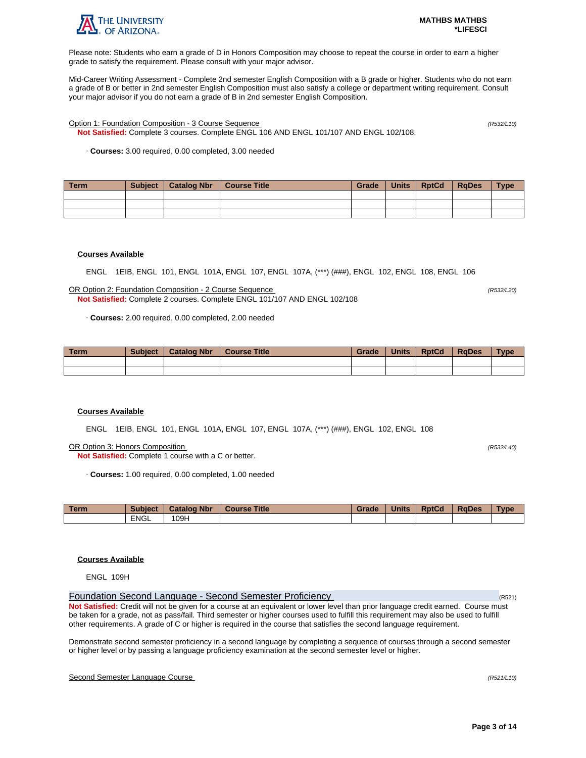Please note: Students who earn a grade of D in Honors Composition may choose to repeat the course in order to earn a higher grade to satisfy the requirement. Please consult with your major advisor.

Mid-Career Writing Assessment - Complete 2nd semester English Composition with a B grade or higher. Students who do not earn a grade of B or better in 2nd semester English Composition must also satisfy a college or department writing requirement. Consult your major advisor if you do not earn a grade of B in 2nd semester English Composition.

Option 1: Foundation Composition - 3 Course Sequence *(R532/L10)*

**Not Satisfied:** Complete 3 courses. Complete ENGL 106 AND ENGL 101/107 AND ENGL 102/108.

· **Courses:** 3.00 required, 0.00 completed, 3.00 needed

| Term | Subject | Catalog Nbr | Course Title | Grade | Units | RptCd | RqDes | Type |
|---|---|---|---|---|---|---|---|---|
| | | | | | | | | |
| | | | | | | | | |
| | | | | | | | | |

**Courses Available**

ENGL 1EIB, ENGL 101, ENGL 101A, ENGL 107, ENGL 107A, (***) (###), ENGL 102, ENGL 108, ENGL 106

OR Option 2: Foundation Composition - 2 Course Sequence *(R532/L20)*

**Not Satisfied:** Complete 2 courses. Complete ENGL 101/107 AND ENGL 102/108

· **Courses:** 2.00 required, 0.00 completed, 2.00 needed

| Term | Subject | Catalog Nbr | Course Title | Grade | Units | RptCd | RqDes | Type |
|---|---|---|---|---|---|---|---|---|
| | | | | | | | | |
| | | | | | | | | |

**Courses Available**

ENGL 1EIB, ENGL 101, ENGL 101A, ENGL 107, ENGL 107A, (***) (###), ENGL 102, ENGL 108

OR Option 3: Honors Composition *(R532/L40)*

**Not Satisfied:** Complete 1 course with a C or better.

· **Courses:** 1.00 required, 0.00 completed, 1.00 needed

| Term | Subject | Catalog Nbr | Course Title | Grade | Units | RptCd | RqDes | Type |
|---|---|---|---|---|---|---|---|---|
| | ENGL | 109H | | | | | | |

**Courses Available**

ENGL 109H

## Foundation Second Language - Second Semester Proficiency (R521)

**Not Satisfied:** Credit will not be given for a course at an equivalent or lower level than prior language credit earned. Course must be taken for a grade, not as pass/fail. Third semester or higher courses used to fulfill this requirement may also be used to fulfill other requirements. A grade of C or higher is required in the course that satisfies the second language requirement.

Demonstrate second semester proficiency in a second language by completing a sequence of courses through a second semester or higher level or by passing a language proficiency examination at the second semester level or higher.

Second Semester Language Course *(R521/L10)*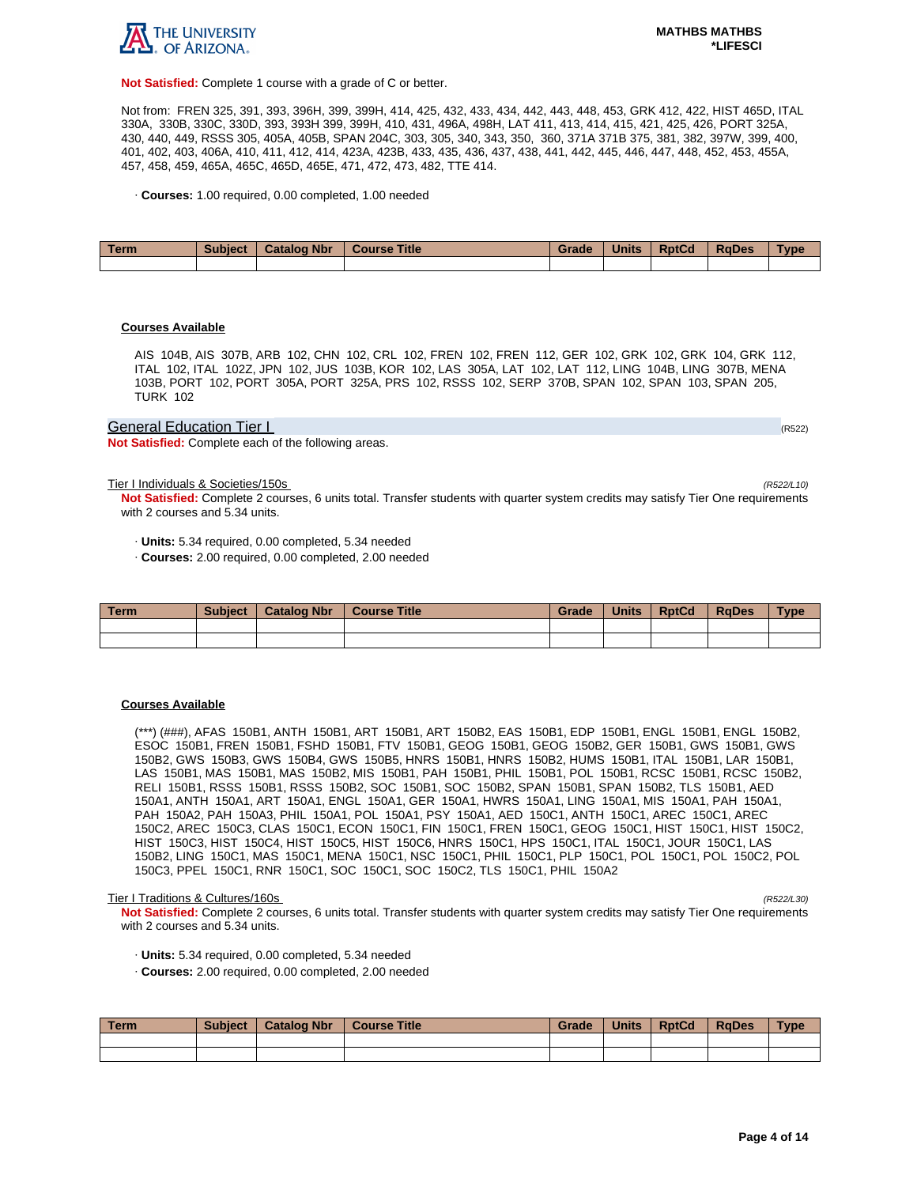**Not Satisfied:** Complete 1 course with a grade of C or better.

Not from: FREN 325, 391, 393, 396H, 399, 399H, 414, 425, 432, 433, 434, 442, 443, 448, 453, GRK 412, 422, HIST 465D, ITAL 330A, 330B, 330C, 330D, 393, 393H 399, 399H, 410, 431, 496A, 498H, LAT 411, 413, 414, 415, 421, 425, 426, PORT 325A, 430, 440, 449, RSSS 305, 405A, 405B, SPAN 204C, 303, 305, 340, 343, 350, 360, 371A 371B 375, 381, 382, 397W, 399, 400, 401, 402, 403, 406A, 410, 411, 412, 414, 423A, 423B, 433, 435, 436, 437, 438, 441, 442, 445, 446, 447, 448, 452, 453, 455A, 457, 458, 459, 465A, 465C, 465D, 465E, 471, 472, 473, 482, TTE 414.

· **Courses:** 1.00 required, 0.00 completed, 1.00 needed

| Term | Subject | Catalog Nbr | Course Title | Grade | Units | RptCd | RqDes | Type |
|---|---|---|---|---|---|---|---|---|
| | | | | | | | | |

**Courses Available**

AIS 104B, AIS 307B, ARB 102, CHN 102, CRL 102, FREN 102, FREN 112, GER 102, GRK 102, GRK 104, GRK 112, ITAL 102, ITAL 102Z, JPN 102, JUS 103B, KOR 102, LAS 305A, LAT 102, LAT 112, LING 104B, LING 307B, MENA 103B, PORT 102, PORT 305A, PORT 325A, PRS 102, RSSS 102, SERP 370B, SPAN 102, SPAN 103, SPAN 205, TURK 102

## General Education Tier I (R522)

**Not Satisfied:** Complete each of the following areas.

### Tier I Individuals & Societies/150s (R522/L10)

**Not Satisfied:** Complete 2 courses, 6 units total. Transfer students with quarter system credits may satisfy Tier One requirements with 2 courses and 5.34 units.

· **Units:** 5.34 required, 0.00 completed, 5.34 needed
· **Courses:** 2.00 required, 0.00 completed, 2.00 needed

| Term | Subject | Catalog Nbr | Course Title | Grade | Units | RptCd | RqDes | Type |
|---|---|---|---|---|---|---|---|---|
| | | | | | | | | |
| | | | | | | | | |

**Courses Available**

(***) (###), AFAS 150B1, ANTH 150B1, ART 150B1, ART 150B2, EAS 150B1, EDP 150B1, ENGL 150B1, ENGL 150B2, ESOC 150B1, FREN 150B1, FSHD 150B1, FTV 150B1, GEOG 150B1, GEOG 150B2, GER 150B1, GWS 150B1, GWS 150B2, GWS 150B3, GWS 150B4, GWS 150B5, HNRS 150B1, HNRS 150B2, HUMS 150B1, ITAL 150B1, LAR 150B1, LAS 150B1, MAS 150B1, MAS 150B2, MIS 150B1, PAH 150B1, PHIL 150B1, POL 150B1, RCSC 150B1, RCSC 150B2, RELI 150B1, RSSS 150B1, RSSS 150B2, SOC 150B1, SOC 150B2, SPAN 150B1, SPAN 150B2, TLS 150B1, AED 150A1, ANTH 150A1, ART 150A1, ENGL 150A1, GER 150A1, HWRS 150A1, LING 150A1, MIS 150A1, PAH 150A1, PAH 150A2, PAH 150A3, PHIL 150A1, POL 150A1, PSY 150A1, AED 150C1, ANTH 150C1, AREC 150C1, AREC 150C2, AREC 150C3, CLAS 150C1, ECON 150C1, FIN 150C1, FREN 150C1, GEOG 150C1, HIST 150C1, HIST 150C2, HIST 150C3, HIST 150C4, HIST 150C5, HIST 150C6, HNRS 150C1, HPS 150C1, ITAL 150C1, JOUR 150C1, LAS 150B2, LING 150C1, MAS 150C1, MENA 150C1, NSC 150C1, PHIL 150C1, PLP 150C1, POL 150C1, POL 150C2, POL 150C3, PPEL 150C1, RNR 150C1, SOC 150C1, SOC 150C2, TLS 150C1, PHIL 150A2

### Tier I Traditions & Cultures/160s (R522/L30)

**Not Satisfied:** Complete 2 courses, 6 units total. Transfer students with quarter system credits may satisfy Tier One requirements with 2 courses and 5.34 units.

· **Units:** 5.34 required, 0.00 completed, 5.34 needed
· **Courses:** 2.00 required, 0.00 completed, 2.00 needed

| Term | Subject | Catalog Nbr | Course Title | Grade | Units | RptCd | RqDes | Type |
|---|---|---|---|---|---|---|---|---|
| | | | | | | | | |
| | | | | | | | | |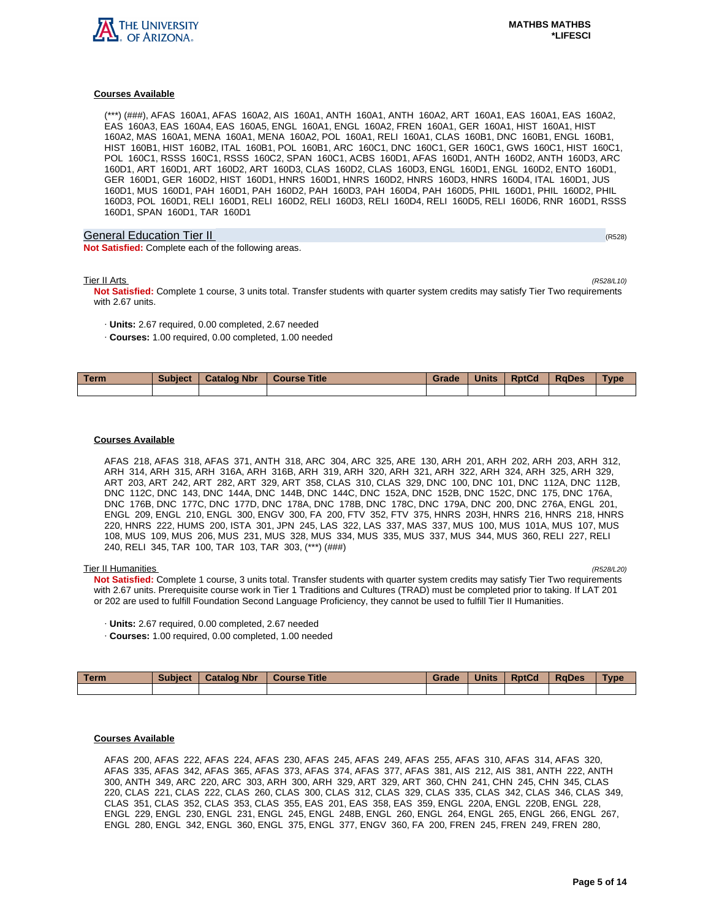#### Courses Available

(***) (###), AFAS 160A1, AFAS 160A2, AIS 160A1, ANTH 160A1, ANTH 160A2, ART 160A1, EAS 160A1, EAS 160A2, EAS 160A3, EAS 160A4, EAS 160A5, ENGL 160A1, ENGL 160A2, FREN 160A1, GER 160A1, HIST 160A1, HIST 160A2, MAS 160A1, MENA 160A1, MENA 160A2, POL 160A1, RELI 160A1, CLAS 160B1, DNC 160B1, ENGL 160B1, HIST 160B1, HIST 160B2, ITAL 160B1, POL 160B1, ARC 160C1, DNC 160C1, GER 160C1, GWS 160C1, HIST 160C1, POL 160C1, RSSS 160C1, RSSS 160C2, SPAN 160C1, ACBS 160D1, AFAS 160D1, ANTH 160D2, ANTH 160D3, ARC 160D1, ART 160D1, ART 160D2, ART 160D3, CLAS 160D2, CLAS 160D3, ENGL 160D1, ENGL 160D2, ENTO 160D1, GER 160D1, GER 160D2, HIST 160D1, HNRS 160D1, HNRS 160D2, HNRS 160D3, HNRS 160D4, ITAL 160D1, JUS 160D1, MUS 160D1, PAH 160D1, PAH 160D2, PAH 160D3, PAH 160D4, PAH 160D5, PHIL 160D1, PHIL 160D2, PHIL 160D3, POL 160D1, RELI 160D1, RELI 160D2, RELI 160D3, RELI 160D4, RELI 160D5, RELI 160D6, RNR 160D1, RSSS 160D1, SPAN 160D1, TAR 160D1

## General Education Tier II (R528)

**Not Satisfied:** Complete each of the following areas.

### Tier II Arts *(R528/L10)*

**Not Satisfied:** Complete 1 course, 3 units total. Transfer students with quarter system credits may satisfy Tier Two requirements with 2.67 units.

- **Units:** 2.67 required, 0.00 completed, 2.67 needed
- **Courses:** 1.00 required, 0.00 completed, 1.00 needed

| Term | Subject | Catalog Nbr | Course Title | Grade | Units | RptCd | RqDes | Type |
|---|---|---|---|---|---|---|---|---|
| | | | | | | | | |

#### Courses Available

AFAS 218, AFAS 318, AFAS 371, ANTH 318, ARC 304, ARC 325, ARE 130, ARH 201, ARH 202, ARH 203, ARH 312, ARH 314, ARH 315, ARH 316A, ARH 316B, ARH 319, ARH 320, ARH 321, ARH 322, ARH 324, ARH 325, ARH 329, ART 203, ART 242, ART 282, ART 329, ART 358, CLAS 310, CLAS 329, DNC 100, DNC 101, DNC 112A, DNC 112B, DNC 112C, DNC 143, DNC 144A, DNC 144B, DNC 144C, DNC 152A, DNC 152B, DNC 152C, DNC 175, DNC 176A, DNC 176B, DNC 177C, DNC 177D, DNC 178A, DNC 178B, DNC 178C, DNC 179A, DNC 200, DNC 276A, ENGL 201, ENGL 209, ENGL 210, ENGL 300, ENGV 300, FA 200, FTV 352, FTV 375, HNRS 203H, HNRS 216, HNRS 218, HNRS 220, HNRS 222, HUMS 200, ISTA 301, JPN 245, LAS 322, LAS 337, MAS 337, MUS 100, MUS 101A, MUS 107, MUS 108, MUS 109, MUS 206, MUS 231, MUS 328, MUS 334, MUS 335, MUS 337, MUS 344, MUS 360, RELI 227, RELI 240, RELI 345, TAR 100, TAR 103, TAR 303, (***) (###)

### Tier II Humanities *(R528/L20)*

**Not Satisfied:** Complete 1 course, 3 units total. Transfer students with quarter system credits may satisfy Tier Two requirements with 2.67 units. Prerequisite course work in Tier 1 Traditions and Cultures (TRAD) must be completed prior to taking. If LAT 201 or 202 are used to fulfill Foundation Second Language Proficiency, they cannot be used to fulfill Tier II Humanities.

- **Units:** 2.67 required, 0.00 completed, 2.67 needed
- **Courses:** 1.00 required, 0.00 completed, 1.00 needed

| Term | Subject | Catalog Nbr | Course Title | Grade | Units | RptCd | RqDes | Type |
|---|---|---|---|---|---|---|---|---|
| | | | | | | | | |

#### Courses Available

AFAS 200, AFAS 222, AFAS 224, AFAS 230, AFAS 245, AFAS 249, AFAS 255, AFAS 310, AFAS 314, AFAS 320, AFAS 335, AFAS 342, AFAS 365, AFAS 373, AFAS 374, AFAS 377, AFAS 381, AIS 212, AIS 381, ANTH 222, ANTH 300, ANTH 349, ARC 220, ARC 303, ARH 300, ARH 329, ART 329, ART 360, CHN 241, CHN 245, CHN 345, CLAS 220, CLAS 221, CLAS 222, CLAS 260, CLAS 300, CLAS 312, CLAS 329, CLAS 335, CLAS 342, CLAS 346, CLAS 349, CLAS 351, CLAS 352, CLAS 353, CLAS 355, EAS 201, EAS 358, EAS 359, ENGL 220A, ENGL 220B, ENGL 228, ENGL 229, ENGL 230, ENGL 231, ENGL 245, ENGL 248B, ENGL 260, ENGL 264, ENGL 265, ENGL 266, ENGL 267, ENGL 280, ENGL 342, ENGL 360, ENGL 375, ENGL 377, ENGV 360, FA 200, FREN 245, FREN 249, FREN 280,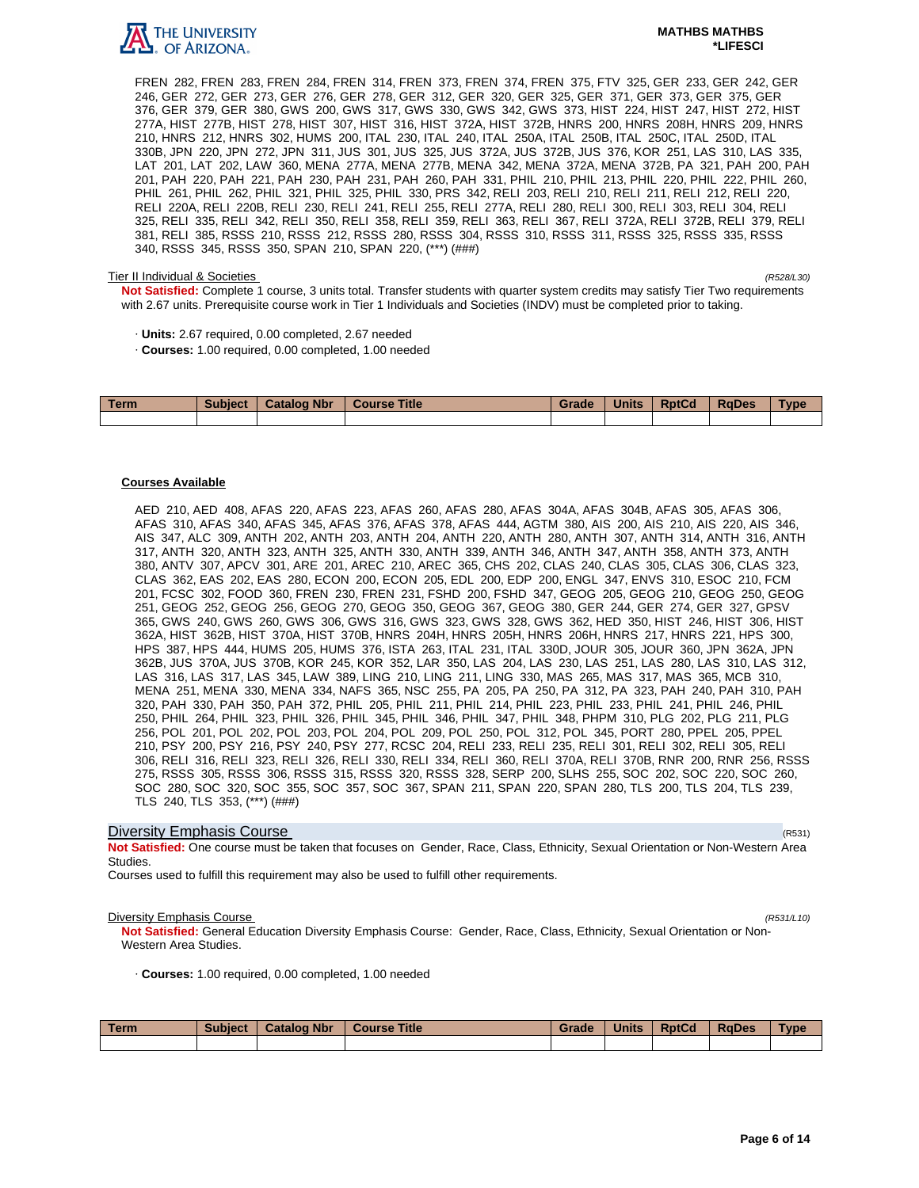FREN 282, FREN 283, FREN 284, FREN 314, FREN 373, FREN 374, FREN 375, FTV 325, GER 233, GER 242, GER 246, GER 272, GER 273, GER 276, GER 278, GER 312, GER 320, GER 325, GER 371, GER 373, GER 375, GER 376, GER 379, GER 380, GWS 200, GWS 317, GWS 330, GWS 342, GWS 373, HIST 224, HIST 247, HIST 272, HIST 277A, HIST 277B, HIST 278, HIST 307, HIST 316, HIST 372A, HIST 372B, HNRS 200, HNRS 208H, HNRS 209, HNRS 210, HNRS 212, HNRS 302, HUMS 200, ITAL 230, ITAL 240, ITAL 250A, ITAL 250B, ITAL 250C, ITAL 250D, ITAL 330B, JPN 220, JPN 272, JPN 311, JUS 301, JUS 325, JUS 372A, JUS 372B, JUS 376, KOR 251, LAS 310, LAS 335, LAT 201, LAT 202, LAW 360, MENA 277A, MENA 277B, MENA 342, MENA 372A, MENA 372B, PA 321, PAH 200, PAH 201, PAH 220, PAH 221, PAH 230, PAH 231, PAH 260, PAH 331, PHIL 210, PHIL 213, PHIL 220, PHIL 222, PHIL 260, PHIL 261, PHIL 262, PHIL 321, PHIL 325, PHIL 330, PRS 342, RELI 203, RELI 210, RELI 211, RELI 212, RELI 220, RELI 220A, RELI 220B, RELI 230, RELI 241, RELI 255, RELI 277A, RELI 280, RELI 300, RELI 303, RELI 304, RELI 325, RELI 335, RELI 342, RELI 350, RELI 358, RELI 359, RELI 363, RELI 367, RELI 372A, RELI 372B, RELI 379, RELI 381, RELI 385, RSSS 210, RSSS 212, RSSS 280, RSSS 304, RSSS 310, RSSS 311, RSSS 325, RSSS 335, RSSS 340, RSSS 345, RSSS 350, SPAN 210, SPAN 220, (***) (###)

Tier II Individual & Societies *(R528/L30)*

**Not Satisfied:** Complete 1 course, 3 units total. Transfer students with quarter system credits may satisfy Tier Two requirements with 2.67 units. Prerequisite course work in Tier 1 Individuals and Societies (INDV) must be completed prior to taking.

· **Units:** 2.67 required, 0.00 completed, 2.67 needed

· **Courses:** 1.00 required, 0.00 completed, 1.00 needed

| Term | Subject | Catalog Nbr | Course Title | Grade | Units | RptCd | RqDes | Type |
|---|---|---|---|---|---|---|---|---|
| | | | | | | | | |

**Courses Available**

AED 210, AED 408, AFAS 220, AFAS 223, AFAS 260, AFAS 280, AFAS 304A, AFAS 304B, AFAS 305, AFAS 306, AFAS 310, AFAS 340, AFAS 345, AFAS 376, AFAS 378, AFAS 444, AGTM 380, AIS 200, AIS 210, AIS 220, AIS 346, AIS 347, ALC 309, ANTH 202, ANTH 203, ANTH 204, ANTH 220, ANTH 280, ANTH 307, ANTH 314, ANTH 316, ANTH 317, ANTH 320, ANTH 323, ANTH 325, ANTH 330, ANTH 339, ANTH 346, ANTH 347, ANTH 358, ANTH 373, ANTH 380, ANTV 307, APCV 301, ARE 201, AREC 210, AREC 365, CHS 202, CLAS 240, CLAS 305, CLAS 306, CLAS 323, CLAS 362, EAS 202, EAS 280, ECON 200, ECON 205, EDL 200, EDP 200, ENGL 347, ENVS 310, ESOC 210, FCM 201, FCSC 302, FOOD 360, FREN 230, FREN 231, FSHD 200, FSHD 347, GEOG 205, GEOG 210, GEOG 250, GEOG 251, GEOG 252, GEOG 256, GEOG 270, GEOG 350, GEOG 367, GEOG 380, GER 244, GER 274, GER 327, GPSV 365, GWS 240, GWS 260, GWS 306, GWS 316, GWS 323, GWS 328, GWS 362, HED 350, HIST 246, HIST 306, HIST 362A, HIST 362B, HIST 370A, HIST 370B, HNRS 204H, HNRS 205H, HNRS 206H, HNRS 217, HNRS 221, HPS 300, HPS 387, HPS 444, HUMS 205, HUMS 376, ISTA 263, ITAL 231, ITAL 330D, JOUR 305, JOUR 360, JPN 362A, JPN 362B, JUS 370A, JUS 370B, KOR 245, KOR 352, LAR 350, LAS 204, LAS 230, LAS 251, LAS 280, LAS 310, LAS 312, LAS 316, LAS 317, LAS 345, LAW 389, LING 210, LING 211, LING 330, MAS 265, MAS 317, MAS 365, MCB 310, MENA 251, MENA 330, MENA 334, NAFS 365, NSC 255, PA 205, PA 250, PA 312, PA 323, PAH 240, PAH 310, PAH 320, PAH 330, PAH 350, PAH 372, PHIL 205, PHIL 211, PHIL 214, PHIL 223, PHIL 233, PHIL 241, PHIL 246, PHIL 250, PHIL 264, PHIL 323, PHIL 326, PHIL 345, PHIL 346, PHIL 347, PHIL 348, PHPM 310, PLG 202, PLG 211, PLG 256, POL 201, POL 202, POL 203, POL 204, POL 209, POL 250, POL 312, POL 345, PORT 280, PPEL 205, PPEL 210, PSY 200, PSY 216, PSY 240, PSY 277, RCSC 204, RELI 233, RELI 235, RELI 301, RELI 302, RELI 305, RELI 306, RELI 316, RELI 323, RELI 326, RELI 330, RELI 334, RELI 360, RELI 370A, RELI 370B, RNR 200, RNR 256, RSSS 275, RSSS 305, RSSS 306, RSSS 315, RSSS 320, RSSS 328, SERP 200, SLHS 255, SOC 202, SOC 220, SOC 260, SOC 280, SOC 320, SOC 355, SOC 357, SOC 367, SPAN 211, SPAN 220, SPAN 280, TLS 200, TLS 204, TLS 239, TLS 240, TLS 353, (***) (###)

## Diversity Emphasis Course (R531)

**Not Satisfied:** One course must be taken that focuses on Gender, Race, Class, Ethnicity, Sexual Orientation or Non-Western Area Studies.

Courses used to fulfill this requirement may also be used to fulfill other requirements.

Diversity Emphasis Course *(R531/L10)*

**Not Satisfied:** General Education Diversity Emphasis Course: Gender, Race, Class, Ethnicity, Sexual Orientation or Non-Western Area Studies.

· **Courses:** 1.00 required, 0.00 completed, 1.00 needed

| Term | Subject | Catalog Nbr | Course Title | Grade | Units | RptCd | RqDes | Type |
|---|---|---|---|---|---|---|---|---|
| | | | | | | | | |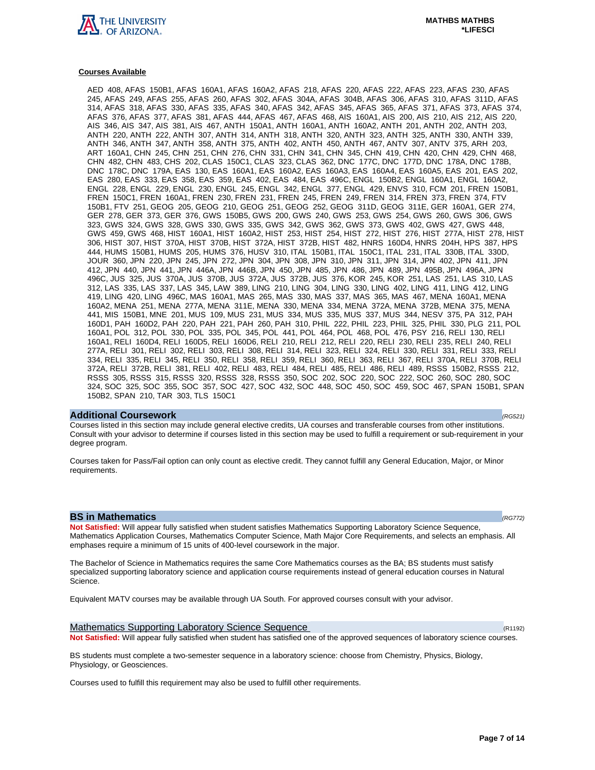**Courses Available**

AED 408, AFAS 150B1, AFAS 160A1, AFAS 160A2, AFAS 218, AFAS 220, AFAS 222, AFAS 223, AFAS 230, AFAS 245, AFAS 249, AFAS 255, AFAS 260, AFAS 302, AFAS 304A, AFAS 304B, AFAS 306, AFAS 310, AFAS 311D, AFAS 314, AFAS 318, AFAS 330, AFAS 335, AFAS 340, AFAS 342, AFAS 345, AFAS 365, AFAS 371, AFAS 373, AFAS 374, AFAS 376, AFAS 377, AFAS 381, AFAS 444, AFAS 467, AFAS 468, AIS 160A1, AIS 200, AIS 210, AIS 212, AIS 220, AIS 346, AIS 347, AIS 381, AIS 467, ANTH 150A1, ANTH 160A1, ANTH 160A2, ANTH 201, ANTH 202, ANTH 203, ANTH 220, ANTH 222, ANTH 307, ANTH 314, ANTH 318, ANTH 320, ANTH 323, ANTH 325, ANTH 330, ANTH 339, ANTH 346, ANTH 347, ANTH 358, ANTH 375, ANTH 402, ANTH 450, ANTH 467, ANTV 307, ANTV 375, ARH 203, ART 160A1, CHN 245, CHN 251, CHN 276, CHN 331, CHN 341, CHN 345, CHN 419, CHN 420, CHN 429, CHN 468, CHN 482, CHN 483, CHS 202, CLAS 150C1, CLAS 323, CLAS 362, DNC 177C, DNC 177D, DNC 178A, DNC 178B, DNC 178C, DNC 179A, EAS 130, EAS 160A1, EAS 160A2, EAS 160A3, EAS 160A4, EAS 160A5, EAS 201, EAS 202, EAS 280, EAS 333, EAS 358, EAS 359, EAS 402, EAS 484, EAS 496C, ENGL 150B2, ENGL 160A1, ENGL 160A2, ENGL 228, ENGL 229, ENGL 230, ENGL 245, ENGL 342, ENGL 377, ENGL 429, ENVS 310, FCM 201, FREN 150B1, FREN 150C1, FREN 160A1, FREN 230, FREN 231, FREN 245, FREN 249, FREN 314, FREN 373, FREN 374, FTV 150B1, FTV 251, GEOG 205, GEOG 210, GEOG 251, GEOG 252, GEOG 311D, GEOG 311E, GER 160A1, GER 274, GER 278, GER 373, GER 376, GWS 150B5, GWS 200, GWS 240, GWS 253, GWS 254, GWS 260, GWS 306, GWS 323, GWS 324, GWS 328, GWS 330, GWS 335, GWS 342, GWS 362, GWS 373, GWS 402, GWS 427, GWS 448, GWS 459, GWS 468, HIST 160A1, HIST 160A2, HIST 253, HIST 254, HIST 272, HIST 276, HIST 277A, HIST 278, HIST 306, HIST 307, HIST 370A, HIST 370B, HIST 372A, HIST 372B, HIST 482, HNRS 160D4, HNRS 204H, HPS 387, HPS 444, HUMS 150B1, HUMS 205, HUMS 376, HUSV 310, ITAL 150B1, ITAL 150C1, ITAL 231, ITAL 330B, ITAL 330D, JOUR 360, JPN 220, JPN 245, JPN 272, JPN 304, JPN 308, JPN 310, JPN 311, JPN 314, JPN 402, JPN 411, JPN 412, JPN 440, JPN 441, JPN 446A, JPN 446B, JPN 450, JPN 485, JPN 486, JPN 489, JPN 495B, JPN 496A, JPN 496C, JUS 325, JUS 370A, JUS 370B, JUS 372A, JUS 372B, JUS 376, KOR 245, KOR 251, LAS 251, LAS 310, LAS 312, LAS 335, LAS 337, LAS 345, LAW 389, LING 210, LING 304, LING 330, LING 402, LING 411, LING 412, LING 419, LING 420, LING 496C, MAS 160A1, MAS 265, MAS 330, MAS 337, MAS 365, MAS 467, MENA 160A1, MENA 160A2, MENA 251, MENA 277A, MENA 311E, MENA 330, MENA 334, MENA 372A, MENA 372B, MENA 375, MENA 441, MIS 150B1, MNE 201, MUS 109, MUS 231, MUS 334, MUS 335, MUS 337, MUS 344, NESV 375, PA 312, PAH 160D1, PAH 160D2, PAH 220, PAH 221, PAH 260, PAH 310, PHIL 222, PHIL 223, PHIL 325, PHIL 330, PLG 211, POL 160A1, POL 312, POL 330, POL 335, POL 345, POL 441, POL 464, POL 468, POL 476, PSY 216, RELI 130, RELI 160A1, RELI 160D4, RELI 160D5, RELI 160D6, RELI 210, RELI 212, RELI 220, RELI 230, RELI 235, RELI 240, RELI 277A, RELI 301, RELI 302, RELI 303, RELI 308, RELI 314, RELI 323, RELI 324, RELI 330, RELI 331, RELI 333, RELI 334, RELI 335, RELI 345, RELI 350, RELI 358, RELI 359, RELI 360, RELI 363, RELI 367, RELI 370A, RELI 370B, RELI 372A, RELI 372B, RELI 381, RELI 402, RELI 483, RELI 484, RELI 485, RELI 486, RELI 489, RSSS 150B2, RSSS 212, RSSS 305, RSSS 315, RSSS 320, RSSS 328, RSSS 350, SOC 202, SOC 220, SOC 222, SOC 260, SOC 280, SOC 324, SOC 325, SOC 355, SOC 357, SOC 427, SOC 432, SOC 448, SOC 450, SOC 459, SOC 467, SPAN 150B1, SPAN 150B2, SPAN 210, TAR 303, TLS 150C1

## Additional Coursework *(RG521)*

Courses listed in this section may include general elective credits, UA courses and transferable courses from other institutions. Consult with your advisor to determine if courses listed in this section may be used to fulfill a requirement or sub-requirement in your degree program.

Courses taken for Pass/Fail option can only count as elective credit. They cannot fulfill any General Education, Major, or Minor requirements.

## BS in Mathematics *(RG772)*

**Not Satisfied:** Will appear fully satisfied when student satisfies Mathematics Supporting Laboratory Science Sequence, Mathematics Application Courses, Mathematics Computer Science, Math Major Core Requirements, and selects an emphasis. All emphases require a minimum of 15 units of 400-level coursework in the major.

The Bachelor of Science in Mathematics requires the same Core Mathematics courses as the BA; BS students must satisfy specialized supporting laboratory science and application course requirements instead of general education courses in Natural Science.

Equivalent MATV courses may be available through UA South. For approved courses consult with your advisor.

### Mathematics Supporting Laboratory Science Sequence (R1192)

**Not Satisfied:** Will appear fully satisfied when student has satisfied one of the approved sequences of laboratory science courses.

BS students must complete a two-semester sequence in a laboratory science: choose from Chemistry, Physics, Biology, Physiology, or Geosciences.

Courses used to fulfill this requirement may also be used to fulfill other requirements.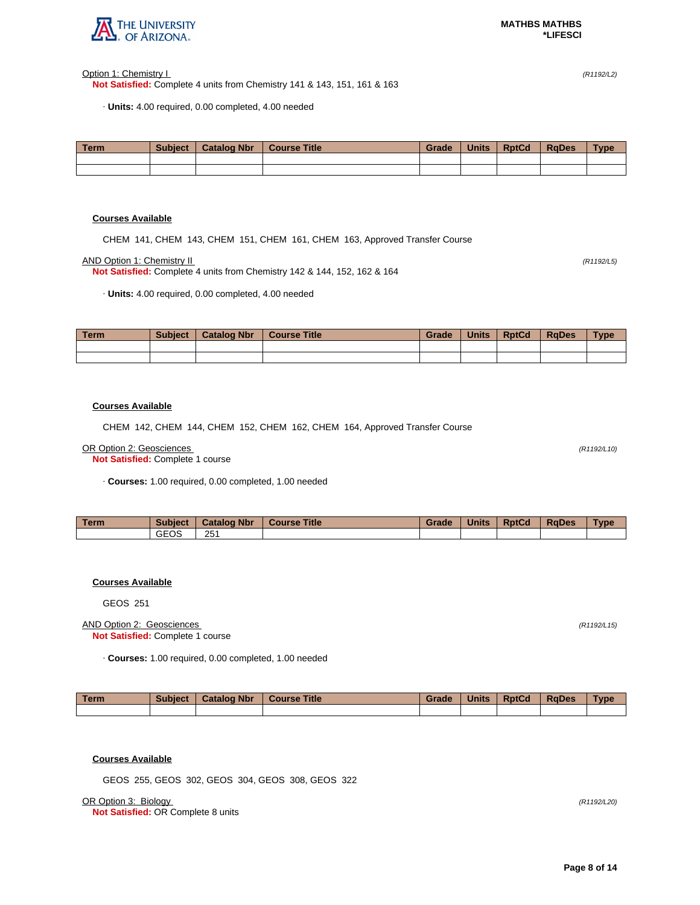Option 1: Chemistry I *(R1192/L2)*

**Not Satisfied:** Complete 4 units from Chemistry 141 & 143, 151, 161 & 163

· **Units:** 4.00 required, 0.00 completed, 4.00 needed

| Term | Subject | Catalog Nbr | Course Title | Grade | Units | RptCd | RqDes | Type |
|---|---|---|---|---|---|---|---|---|
| | | | | | | | | |
| | | | | | | | | |

**Courses Available**

CHEM 141, CHEM 143, CHEM 151, CHEM 161, CHEM 163, Approved Transfer Course

AND Option 1: Chemistry II *(R1192/L5)*

**Not Satisfied:** Complete 4 units from Chemistry 142 & 144, 152, 162 & 164

· **Units:** 4.00 required, 0.00 completed, 4.00 needed

| Term | Subject | Catalog Nbr | Course Title | Grade | Units | RptCd | RqDes | Type |
|---|---|---|---|---|---|---|---|---|
| | | | | | | | | |
| | | | | | | | | |

**Courses Available**

CHEM 142, CHEM 144, CHEM 152, CHEM 162, CHEM 164, Approved Transfer Course

OR Option 2: Geosciences *(R1192/L10)*

**Not Satisfied:** Complete 1 course

· **Courses:** 1.00 required, 0.00 completed, 1.00 needed

| Term | Subject | Catalog Nbr | Course Title | Grade | Units | RptCd | RqDes | Type |
|---|---|---|---|---|---|---|---|---|
| | GEOS | 251 | | | | | | |

**Courses Available**

GEOS 251

AND Option 2: Geosciences *(R1192/L15)*

**Not Satisfied:** Complete 1 course

· **Courses:** 1.00 required, 0.00 completed, 1.00 needed

| Term | Subject | Catalog Nbr | Course Title | Grade | Units | RptCd | RqDes | Type |
|---|---|---|---|---|---|---|---|---|
| | | | | | | | | |

**Courses Available**

GEOS 255, GEOS 302, GEOS 304, GEOS 308, GEOS 322

OR Option 3: Biology *(R1192/L20)*

**Not Satisfied:** OR Complete 8 units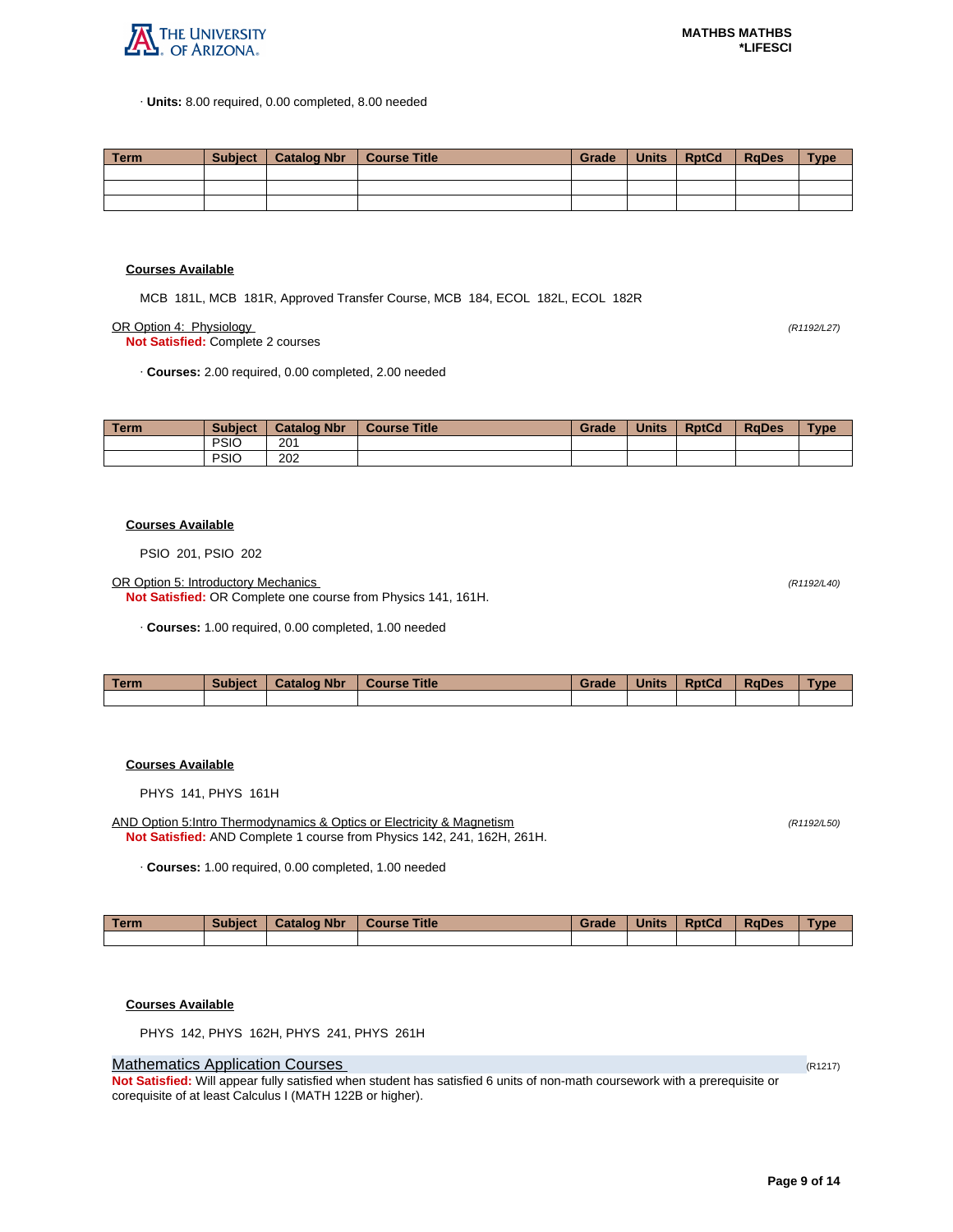· **Units:** 8.00 required, 0.00 completed, 8.00 needed

| Term | Subject | Catalog Nbr | Course Title | Grade | Units | RptCd | RqDes | Type |
|---|---|---|---|---|---|---|---|---|
| | | | | | | | | |
| | | | | | | | | |
| | | | | | | | | |

**Courses Available**

MCB 181L, MCB 181R, Approved Transfer Course, MCB 184, ECOL 182L, ECOL 182R

OR Option 4: Physiology *(R1192/L27)*
**Not Satisfied:** Complete 2 courses

· **Courses:** 2.00 required, 0.00 completed, 2.00 needed

| Term | Subject | Catalog Nbr | Course Title | Grade | Units | RptCd | RqDes | Type |
|---|---|---|---|---|---|---|---|---|
| | PSIO | 201 | | | | | | |
| | PSIO | 202 | | | | | | |

**Courses Available**

PSIO 201, PSIO 202

OR Option 5: Introductory Mechanics *(R1192/L40)*
**Not Satisfied:** OR Complete one course from Physics 141, 161H.

· **Courses:** 1.00 required, 0.00 completed, 1.00 needed

| Term | Subject | Catalog Nbr | Course Title | Grade | Units | RptCd | RqDes | Type |
|---|---|---|---|---|---|---|---|---|
| | | | | | | | | |

**Courses Available**

PHYS 141, PHYS 161H

AND Option 5:Intro Thermodynamics & Optics or Electricity & Magnetism *(R1192/L50)*
**Not Satisfied:** AND Complete 1 course from Physics 142, 241, 162H, 261H.

· **Courses:** 1.00 required, 0.00 completed, 1.00 needed

| Term | Subject | Catalog Nbr | Course Title | Grade | Units | RptCd | RqDes | Type |
|---|---|---|---|---|---|---|---|---|
| | | | | | | | | |

**Courses Available**

PHYS 142, PHYS 162H, PHYS 241, PHYS 261H

## Mathematics Application Courses (R1217)

**Not Satisfied:** Will appear fully satisfied when student has satisfied 6 units of non-math coursework with a prerequisite or corequisite of at least Calculus I (MATH 122B or higher).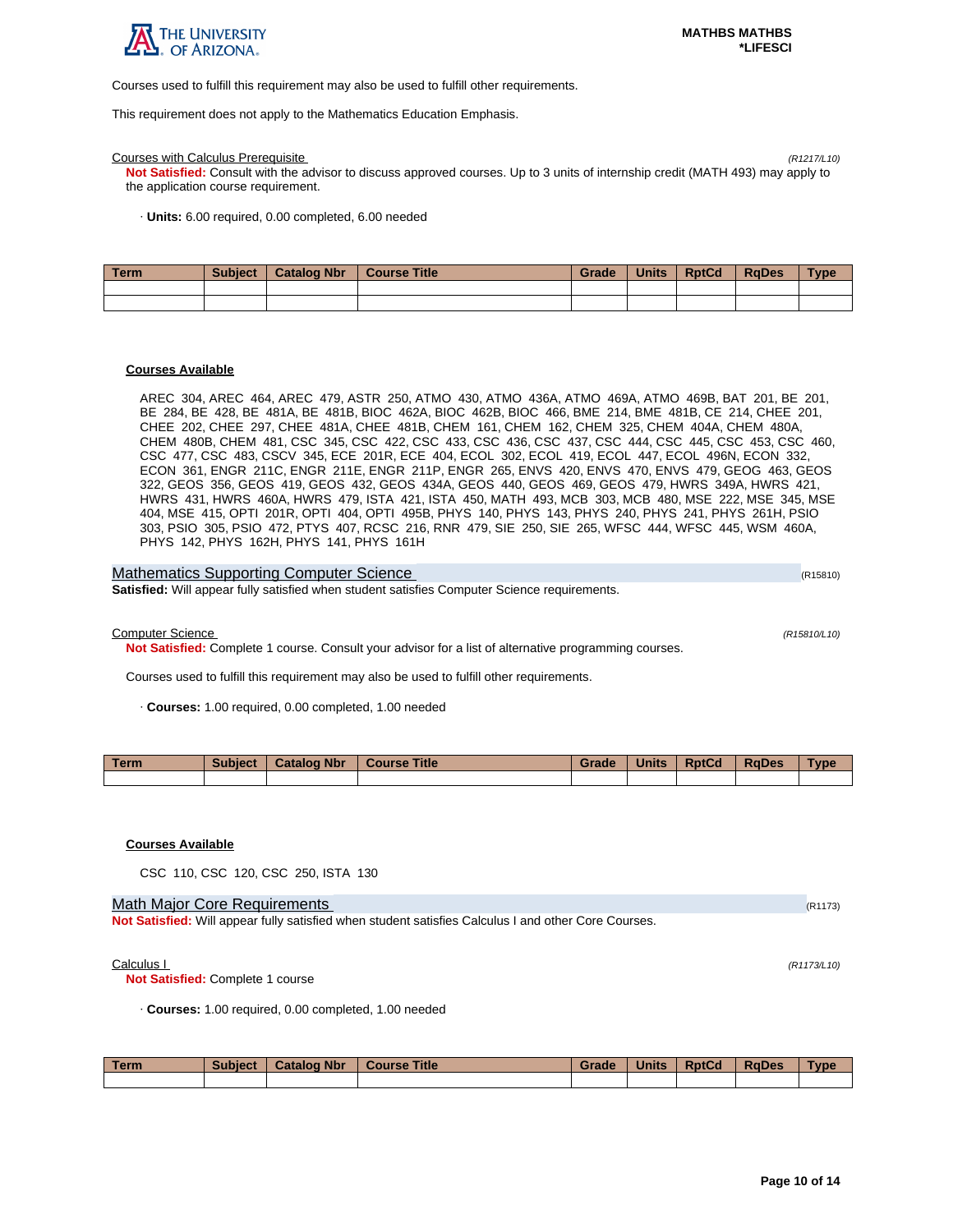Courses used to fulfill this requirement may also be used to fulfill other requirements.

This requirement does not apply to the Mathematics Education Emphasis.

Courses with Calculus Prerequisite *(R1217/L10)*

**Not Satisfied:** Consult with the advisor to discuss approved courses. Up to 3 units of internship credit (MATH 493) may apply to the application course requirement.

· **Units:** 6.00 required, 0.00 completed, 6.00 needed

| Term | Subject | Catalog Nbr | Course Title | Grade | Units | RptCd | RqDes | Type |
|---|---|---|---|---|---|---|---|---|
| | | | | | | | | |
| | | | | | | | | |

**Courses Available**

AREC 304, AREC 464, AREC 479, ASTR 250, ATMO 430, ATMO 436A, ATMO 469A, ATMO 469B, BAT 201, BE 201, BE 284, BE 428, BE 481A, BE 481B, BIOC 462A, BIOC 462B, BIOC 466, BME 214, BME 481B, CE 214, CHEE 201, CHEE 202, CHEE 297, CHEE 481A, CHEE 481B, CHEM 161, CHEM 162, CHEM 325, CHEM 404A, CHEM 480A, CHEM 480B, CHEM 481, CSC 345, CSC 422, CSC 433, CSC 436, CSC 437, CSC 444, CSC 445, CSC 453, CSC 460, CSC 477, CSC 483, CSCV 345, ECE 201R, ECE 404, ECOL 302, ECOL 419, ECOL 447, ECOL 496N, ECON 332, ECON 361, ENGR 211C, ENGR 211E, ENGR 211P, ENGR 265, ENVS 420, ENVS 470, ENVS 479, GEOG 463, GEOS 322, GEOS 356, GEOS 419, GEOS 432, GEOS 434A, GEOS 440, GEOS 469, GEOS 479, HWRS 349A, HWRS 421, HWRS 431, HWRS 460A, HWRS 479, ISTA 421, ISTA 450, MATH 493, MCB 303, MCB 480, MSE 222, MSE 345, MSE 404, MSE 415, OPTI 201R, OPTI 404, OPTI 495B, PHYS 140, PHYS 143, PHYS 240, PHYS 241, PHYS 261H, PSIO 303, PSIO 305, PSIO 472, PTYS 407, RCSC 216, RNR 479, SIE 250, SIE 265, WFSC 444, WFSC 445, WSM 460A, PHYS 142, PHYS 162H, PHYS 141, PHYS 161H

## Mathematics Supporting Computer Science (R15810)

**Satisfied:** Will appear fully satisfied when student satisfies Computer Science requirements.

Computer Science *(R15810/L10)*

**Not Satisfied:** Complete 1 course. Consult your advisor for a list of alternative programming courses.

Courses used to fulfill this requirement may also be used to fulfill other requirements.

· **Courses:** 1.00 required, 0.00 completed, 1.00 needed

| Term | Subject | Catalog Nbr | Course Title | Grade | Units | RptCd | RqDes | Type |
|---|---|---|---|---|---|---|---|---|
| | | | | | | | | |

**Courses Available**

CSC 110, CSC 120, CSC 250, ISTA 130

## Math Major Core Requirements (R1173)

**Not Satisfied:** Will appear fully satisfied when student satisfies Calculus I and other Core Courses.

Calculus I *(R1173/L10)*

**Not Satisfied:** Complete 1 course

· **Courses:** 1.00 required, 0.00 completed, 1.00 needed

| Term | Subject | Catalog Nbr | Course Title | Grade | Units | RptCd | RqDes | Type |
|---|---|---|---|---|---|---|---|---|
| | | | | | | | | |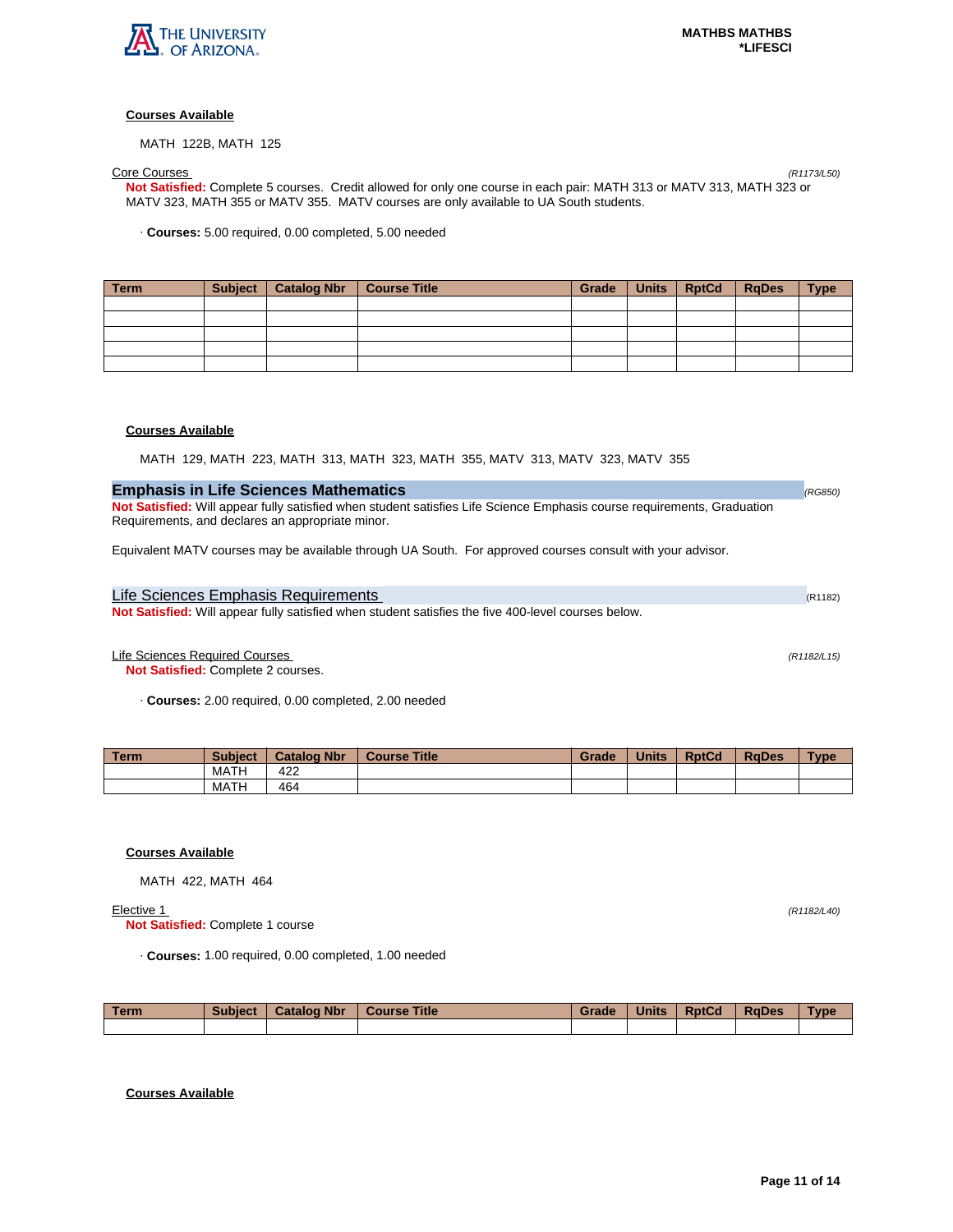**Courses Available**

MATH 122B, MATH 125

Core Courses *(R1173/L50)*

**Not Satisfied:** Complete 5 courses. Credit allowed for only one course in each pair: MATH 313 or MATV 313, MATH 323 or MATV 323, MATH 355 or MATV 355. MATV courses are only available to UA South students.

· **Courses:** 5.00 required, 0.00 completed, 5.00 needed

| Term | Subject | Catalog Nbr | Course Title | Grade | Units | RptCd | RqDes | Type |
|---|---|---|---|---|---|---|---|---|
| | | | | | | | | |
| | | | | | | | | |
| | | | | | | | | |
| | | | | | | | | |
| | | | | | | | | |

**Courses Available**

MATH 129, MATH 223, MATH 313, MATH 323, MATH 355, MATV 313, MATV 323, MATV 355

## Emphasis in Life Sciences Mathematics *(RG850)*

**Not Satisfied:** Will appear fully satisfied when student satisfies Life Science Emphasis course requirements, Graduation Requirements, and declares an appropriate minor.

Equivalent MATV courses may be available through UA South. For approved courses consult with your advisor.

### Life Sciences Emphasis Requirements (R1182)

**Not Satisfied:** Will appear fully satisfied when student satisfies the five 400-level courses below.

Life Sciences Required Courses *(R1182/L15)*

**Not Satisfied:** Complete 2 courses.

· **Courses:** 2.00 required, 0.00 completed, 2.00 needed

| Term | Subject | Catalog Nbr | Course Title | Grade | Units | RptCd | RqDes | Type |
|---|---|---|---|---|---|---|---|---|
| | MATH | 422 | | | | | | |
| | MATH | 464 | | | | | | |

**Courses Available**

MATH 422, MATH 464

Elective 1 *(R1182/L40)*

**Not Satisfied:** Complete 1 course

· **Courses:** 1.00 required, 0.00 completed, 1.00 needed

| Term | Subject | Catalog Nbr | Course Title | Grade | Units | RptCd | RqDes | Type |
|---|---|---|---|---|---|---|---|---|
| | | | | | | | | |

**Courses Available**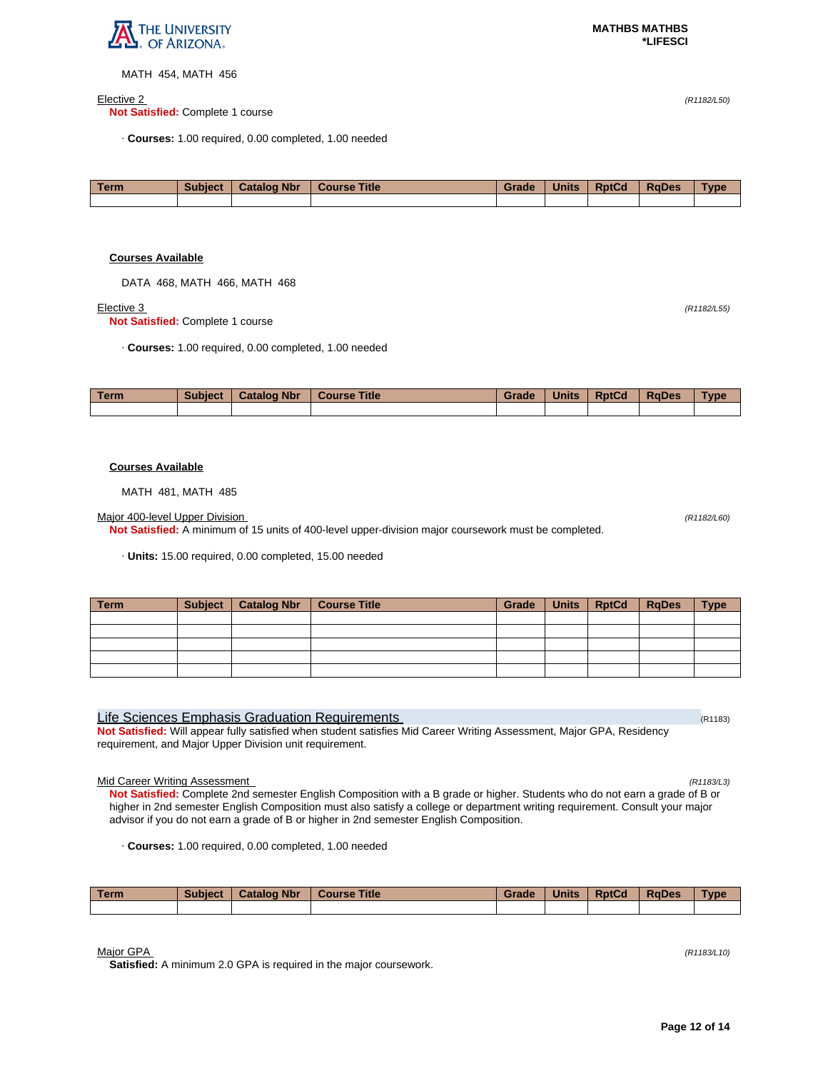MATH 454, MATH 456

Elective 2 *(R1182/L50)*

**Not Satisfied:** Complete 1 course

· **Courses:** 1.00 required, 0.00 completed, 1.00 needed

| Term | Subject | Catalog Nbr | Course Title | Grade | Units | RptCd | RqDes | Type |
|---|---|---|---|---|---|---|---|---|
| | | | | | | | | |

**Courses Available**

DATA 468, MATH 466, MATH 468

Elective 3 *(R1182/L55)*

**Not Satisfied:** Complete 1 course

· **Courses:** 1.00 required, 0.00 completed, 1.00 needed

| Term | Subject | Catalog Nbr | Course Title | Grade | Units | RptCd | RqDes | Type |
|---|---|---|---|---|---|---|---|---|
| | | | | | | | | |

**Courses Available**

MATH 481, MATH 485

Major 400-level Upper Division *(R1182/L60)*

**Not Satisfied:** A minimum of 15 units of 400-level upper-division major coursework must be completed.

· **Units:** 15.00 required, 0.00 completed, 15.00 needed

| Term | Subject | Catalog Nbr | Course Title | Grade | Units | RptCd | RqDes | Type |
|---|---|---|---|---|---|---|---|---|
| | | | | | | | | |
| | | | | | | | | |
| | | | | | | | | |
| | | | | | | | | |
| | | | | | | | | |

## Life Sciences Emphasis Graduation Requirements (R1183)

**Not Satisfied:** Will appear fully satisfied when student satisfies Mid Career Writing Assessment, Major GPA, Residency requirement, and Major Upper Division unit requirement.

Mid Career Writing Assessment *(R1183/L3)*

**Not Satisfied:** Complete 2nd semester English Composition with a B grade or higher. Students who do not earn a grade of B or higher in 2nd semester English Composition must also satisfy a college or department writing requirement. Consult your major advisor if you do not earn a grade of B or higher in 2nd semester English Composition.

· **Courses:** 1.00 required, 0.00 completed, 1.00 needed

| Term | Subject | Catalog Nbr | Course Title | Grade | Units | RptCd | RqDes | Type |
|---|---|---|---|---|---|---|---|---|
| | | | | | | | | |

Major GPA *(R1183/L10)*

**Satisfied:** A minimum 2.0 GPA is required in the major coursework.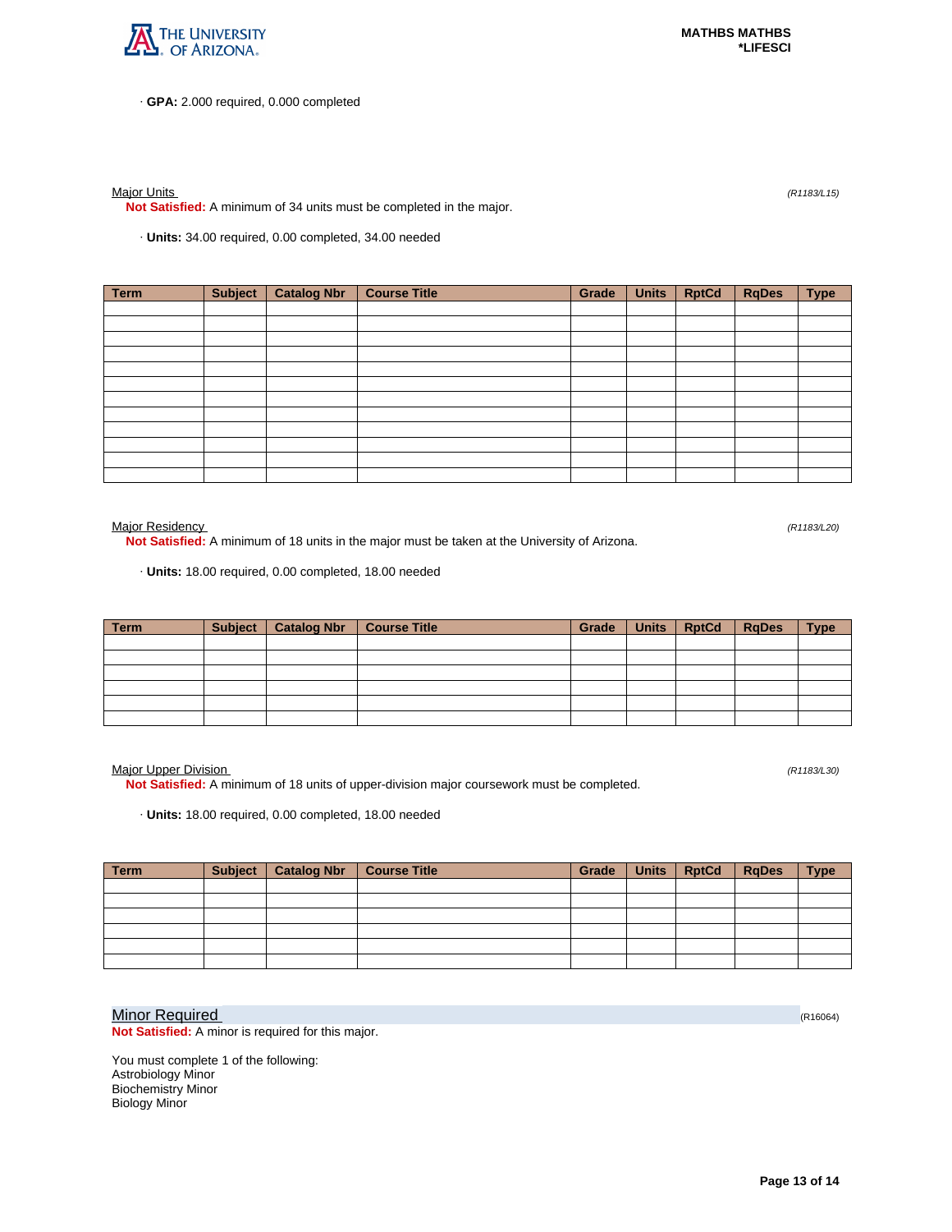· **GPA:** 2.000 required, 0.000 completed

Major Units (R1183/L15)

**Not Satisfied:** A minimum of 34 units must be completed in the major.

· **Units:** 34.00 required, 0.00 completed, 34.00 needed

| Term | Subject | Catalog Nbr | Course Title | Grade | Units | RptCd | RqDes | Type |
|---|---|---|---|---|---|---|---|---|
| | | | | | | | | |
| | | | | | | | | |
| | | | | | | | | |
| | | | | | | | | |
| | | | | | | | | |
| | | | | | | | | |
| | | | | | | | | |
| | | | | | | | | |
| | | | | | | | | |
| | | | | | | | | |
| | | | | | | | | |
| | | | | | | | | |

Major Residency (R1183/L20)

**Not Satisfied:** A minimum of 18 units in the major must be taken at the University of Arizona.

· **Units:** 18.00 required, 0.00 completed, 18.00 needed

| Term | Subject | Catalog Nbr | Course Title | Grade | Units | RptCd | RqDes | Type |
|---|---|---|---|---|---|---|---|---|
| | | | | | | | | |
| | | | | | | | | |
| | | | | | | | | |
| | | | | | | | | |
| | | | | | | | | |
| | | | | | | | | |

Major Upper Division (R1183/L30)

**Not Satisfied:** A minimum of 18 units of upper-division major coursework must be completed.

· **Units:** 18.00 required, 0.00 completed, 18.00 needed

| Term | Subject | Catalog Nbr | Course Title | Grade | Units | RptCd | RqDes | Type |
|---|---|---|---|---|---|---|---|---|
| | | | | | | | | |
| | | | | | | | | |
| | | | | | | | | |
| | | | | | | | | |
| | | | | | | | | |
| | | | | | | | | |

Minor Required (R16064)

**Not Satisfied:** A minor is required for this major.

You must complete 1 of the following:
Astrobiology Minor
Biochemistry Minor
Biology Minor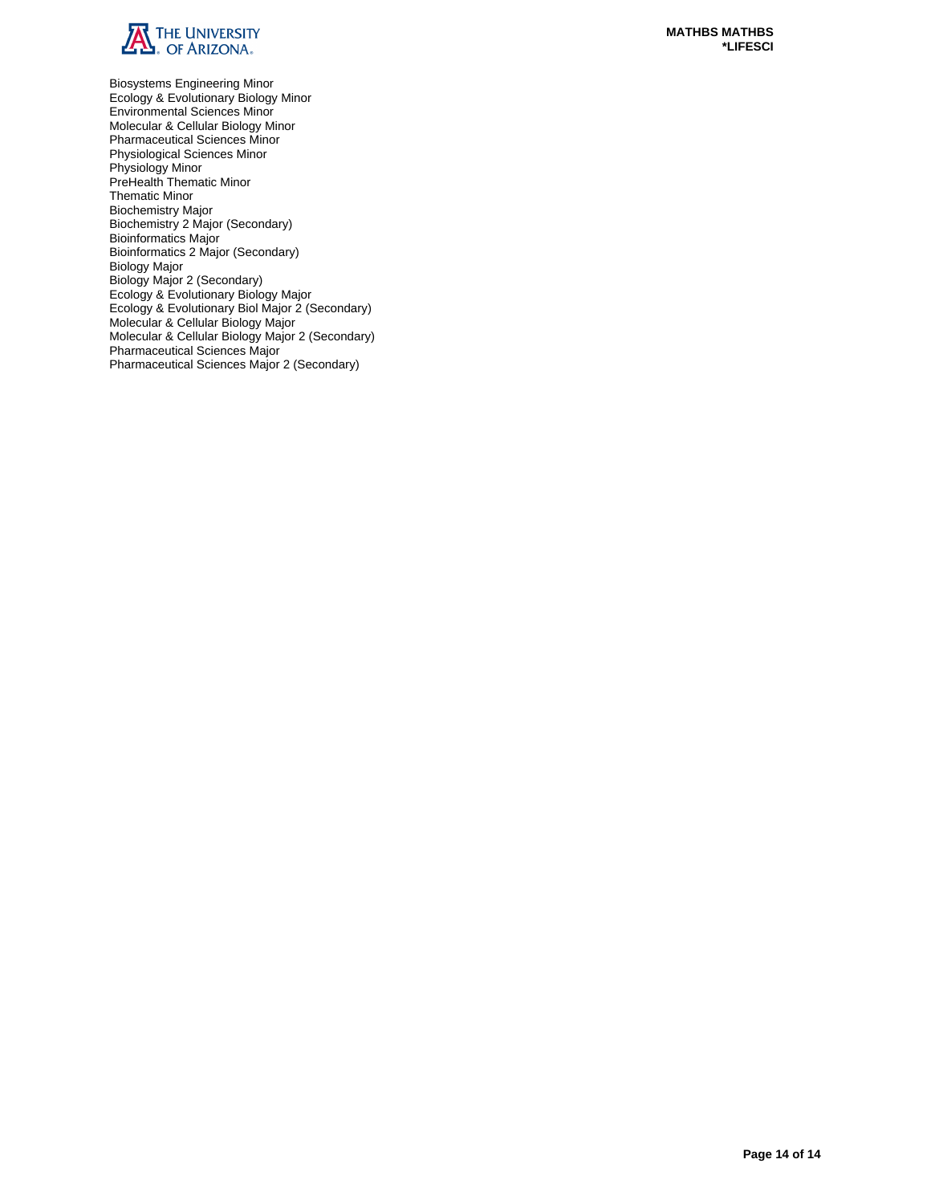Biosystems Engineering Minor
Ecology & Evolutionary Biology Minor
Environmental Sciences Minor
Molecular & Cellular Biology Minor
Pharmaceutical Sciences Minor
Physiological Sciences Minor
Physiology Minor
PreHealth Thematic Minor
Thematic Minor
Biochemistry Major
Biochemistry 2 Major (Secondary)
Bioinformatics Major
Bioinformatics 2 Major (Secondary)
Biology Major
Biology Major 2 (Secondary)
Ecology & Evolutionary Biology Major
Ecology & Evolutionary Biol Major 2 (Secondary)
Molecular & Cellular Biology Major
Molecular & Cellular Biology Major 2 (Secondary)
Pharmaceutical Sciences Major
Pharmaceutical Sciences Major 2 (Secondary)